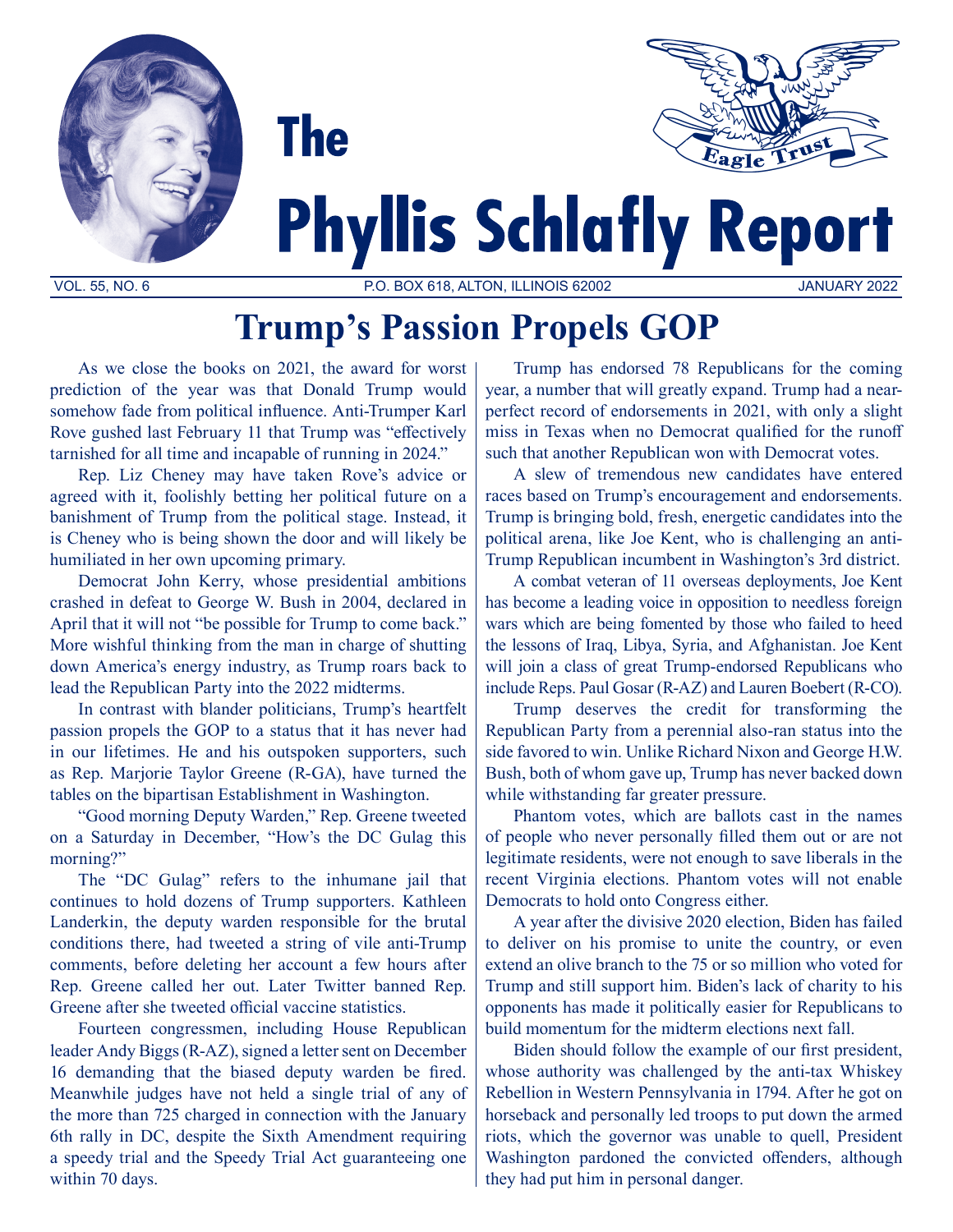# The Phyllis Schlafly Report

VOL. 55, NO. 6 P.O. BOX 618, ALTON, ILLINOIS 62002 JANUARY 2022

## Trump's Passion Propels GOP

As we close the books on 2021, the award for worst prediction of the year was that Donald Trump would somehow fade from political influence. Anti-Trumper Karl Rove gushed last February 11 that Trump was "effectively tarnished for all time and incapable of running in 2024."

Rep. Liz Cheney may have taken Rove's advice or agreed with it, foolishly betting her political future on a banishment of Trump from the political stage. Instead, it is Cheney who is being shown the door and will likely be humiliated in her own upcoming primary.

Democrat John Kerry, whose presidential ambitions crashed in defeat to George W. Bush in 2004, declared in April that it will not "be possible for Trump to come back." More wishful thinking from the man in charge of shutting down America's energy industry, as Trump roars back to lead the Republican Party into the 2022 midterms.

In contrast with blander politicians, Trump's heartfelt passion propels the GOP to a status that it has never had in our lifetimes. He and his outspoken supporters, such as Rep. Marjorie Taylor Greene (R-GA), have turned the tables on the bipartisan Establishment in Washington.

"Good morning Deputy Warden," Rep. Greene tweeted on a Saturday in December, "How's the DC Gulag this morning?"

The "DC Gulag" refers to the inhumane jail that continues to hold dozens of Trump supporters. Kathleen Landerkin, the deputy warden responsible for the brutal conditions there, had tweeted a string of vile anti-Trump comments, before deleting her account a few hours after Rep. Greene called her out. Later Twitter banned Rep. Greene after she tweeted official vaccine statistics.

Fourteen congressmen, including House Republican leader Andy Biggs (R-AZ), signed a letter sent on December 16 demanding that the biased deputy warden be fired. Meanwhile judges have not held a single trial of any of the more than 725 charged in connection with the January 6th rally in DC, despite the Sixth Amendment requiring a speedy trial and the Speedy Trial Act guaranteeing one within 70 days.

Trump has endorsed 78 Republicans for the coming year, a number that will greatly expand. Trump had a near-perfect record of endorsements in 2021, with only a slight miss in Texas when no Democrat qualified for the runoff such that another Republican won with Democrat votes.

A slew of tremendous new candidates have entered races based on Trump's encouragement and endorsements. Trump is bringing bold, fresh, energetic candidates into the political arena, like Joe Kent, who is challenging an anti-Trump Republican incumbent in Washington's 3rd district.

A combat veteran of 11 overseas deployments, Joe Kent has become a leading voice in opposition to needless foreign wars which are being fomented by those who failed to heed the lessons of Iraq, Libya, Syria, and Afghanistan. Joe Kent will join a class of great Trump-endorsed Republicans who include Reps. Paul Gosar (R-AZ) and Lauren Boebert (R-CO).

Trump deserves the credit for transforming the Republican Party from a perennial also-ran status into the side favored to win. Unlike Richard Nixon and George H.W. Bush, both of whom gave up, Trump has never backed down while withstanding far greater pressure.

Phantom votes, which are ballots cast in the names of people who never personally filled them out or are not legitimate residents, were not enough to save liberals in the recent Virginia elections. Phantom votes will not enable Democrats to hold onto Congress either.

A year after the divisive 2020 election, Biden has failed to deliver on his promise to unite the country, or even extend an olive branch to the 75 or so million who voted for Trump and still support him. Biden's lack of charity to his opponents has made it politically easier for Republicans to build momentum for the midterm elections next fall.

Biden should follow the example of our first president, whose authority was challenged by the anti-tax Whiskey Rebellion in Western Pennsylvania in 1794. After he got on horseback and personally led troops to put down the armed riots, which the governor was unable to quell, President Washington pardoned the convicted offenders, although they had put him in personal danger.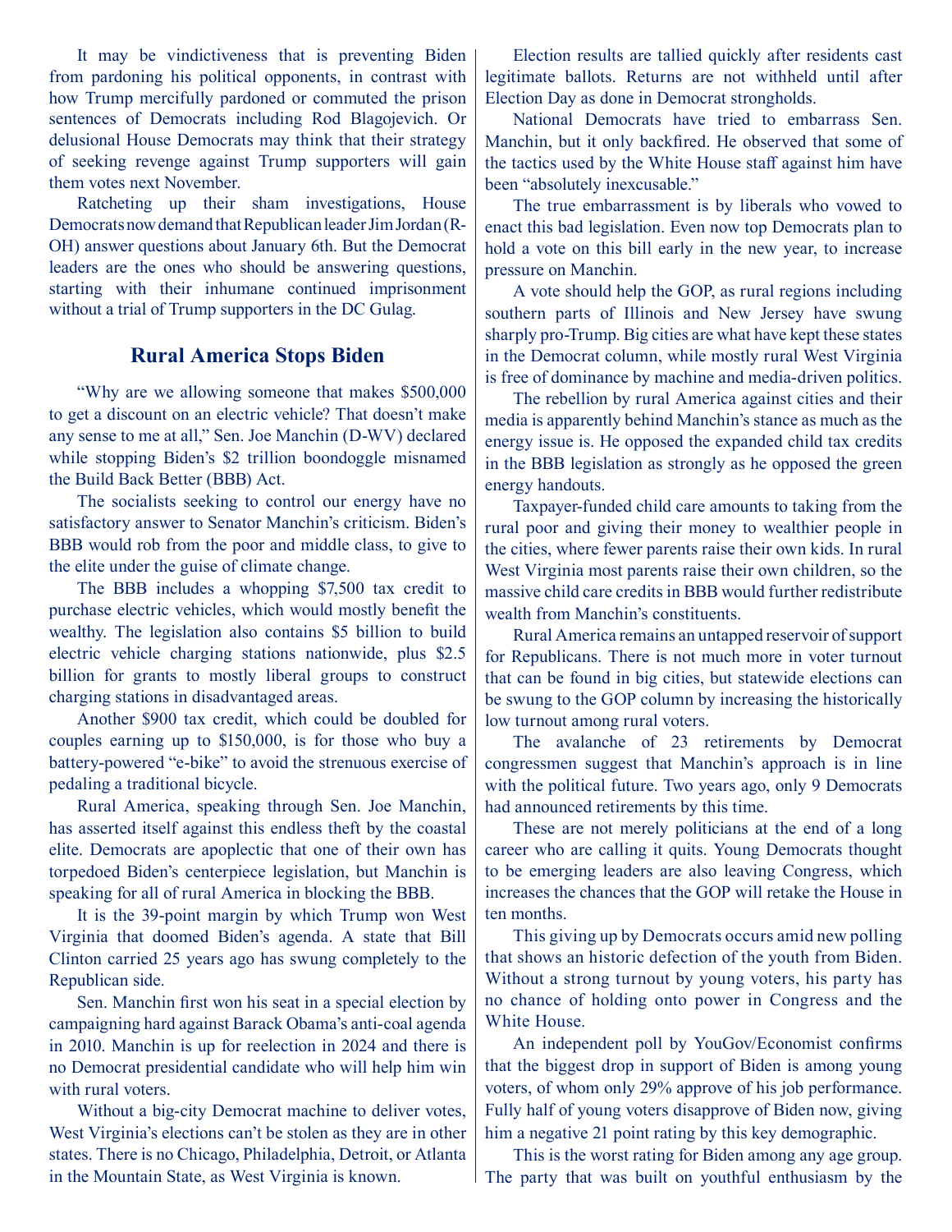It may be vindictiveness that is preventing Biden from pardoning his political opponents, in contrast with how Trump mercifully pardoned or commuted the prison sentences of Democrats including Rod Blagojevich. Or delusional House Democrats may think that their strategy of seeking revenge against Trump supporters will gain them votes next November.

Ratcheting up their sham investigations, House Democrats now demand that Republican leader Jim Jordan (R-OH) answer questions about January 6th. But the Democrat leaders are the ones who should be answering questions, starting with their inhumane continued imprisonment without a trial of Trump supporters in the DC Gulag.

## Rural America Stops Biden

"Why are we allowing someone that makes $500,000 to get a discount on an electric vehicle? That doesn't make any sense to me at all," Sen. Joe Manchin (D-WV) declared while stopping Biden's $2 trillion boondoggle misnamed the Build Back Better (BBB) Act.

The socialists seeking to control our energy have no satisfactory answer to Senator Manchin's criticism. Biden's BBB would rob from the poor and middle class, to give to the elite under the guise of climate change.

The BBB includes a whopping $7,500 tax credit to purchase electric vehicles, which would mostly benefit the wealthy. The legislation also contains $5 billion to build electric vehicle charging stations nationwide, plus $2.5 billion for grants to mostly liberal groups to construct charging stations in disadvantaged areas.

Another $900 tax credit, which could be doubled for couples earning up to $150,000, is for those who buy a battery-powered "e-bike" to avoid the strenuous exercise of pedaling a traditional bicycle.

Rural America, speaking through Sen. Joe Manchin, has asserted itself against this endless theft by the coastal elite. Democrats are apoplectic that one of their own has torpedoed Biden's centerpiece legislation, but Manchin is speaking for all of rural America in blocking the BBB.

It is the 39-point margin by which Trump won West Virginia that doomed Biden's agenda. A state that Bill Clinton carried 25 years ago has swung completely to the Republican side.

Sen. Manchin first won his seat in a special election by campaigning hard against Barack Obama's anti-coal agenda in 2010. Manchin is up for reelection in 2024 and there is no Democrat presidential candidate who will help him win with rural voters.

Without a big-city Democrat machine to deliver votes, West Virginia's elections can't be stolen as they are in other states. There is no Chicago, Philadelphia, Detroit, or Atlanta in the Mountain State, as West Virginia is known.

Election results are tallied quickly after residents cast legitimate ballots. Returns are not withheld until after Election Day as done in Democrat strongholds.

National Democrats have tried to embarrass Sen. Manchin, but it only backfired. He observed that some of the tactics used by the White House staff against him have been "absolutely inexcusable."

The true embarrassment is by liberals who vowed to enact this bad legislation. Even now top Democrats plan to hold a vote on this bill early in the new year, to increase pressure on Manchin.

A vote should help the GOP, as rural regions including southern parts of Illinois and New Jersey have swung sharply pro-Trump. Big cities are what have kept these states in the Democrat column, while mostly rural West Virginia is free of dominance by machine and media-driven politics.

The rebellion by rural America against cities and their media is apparently behind Manchin's stance as much as the energy issue is. He opposed the expanded child tax credits in the BBB legislation as strongly as he opposed the green energy handouts.

Taxpayer-funded child care amounts to taking from the rural poor and giving their money to wealthier people in the cities, where fewer parents raise their own kids. In rural West Virginia most parents raise their own children, so the massive child care credits in BBB would further redistribute wealth from Manchin's constituents.

Rural America remains an untapped reservoir of support for Republicans. There is not much more in voter turnout that can be found in big cities, but statewide elections can be swung to the GOP column by increasing the historically low turnout among rural voters.

The avalanche of 23 retirements by Democrat congressmen suggest that Manchin's approach is in line with the political future. Two years ago, only 9 Democrats had announced retirements by this time.

These are not merely politicians at the end of a long career who are calling it quits. Young Democrats thought to be emerging leaders are also leaving Congress, which increases the chances that the GOP will retake the House in ten months.

This giving up by Democrats occurs amid new polling that shows an historic defection of the youth from Biden. Without a strong turnout by young voters, his party has no chance of holding onto power in Congress and the White House.

An independent poll by YouGov/Economist confirms that the biggest drop in support of Biden is among young voters, of whom only 29% approve of his job performance. Fully half of young voters disapprove of Biden now, giving him a negative 21 point rating by this key demographic.

This is the worst rating for Biden among any age group. The party that was built on youthful enthusiasm by the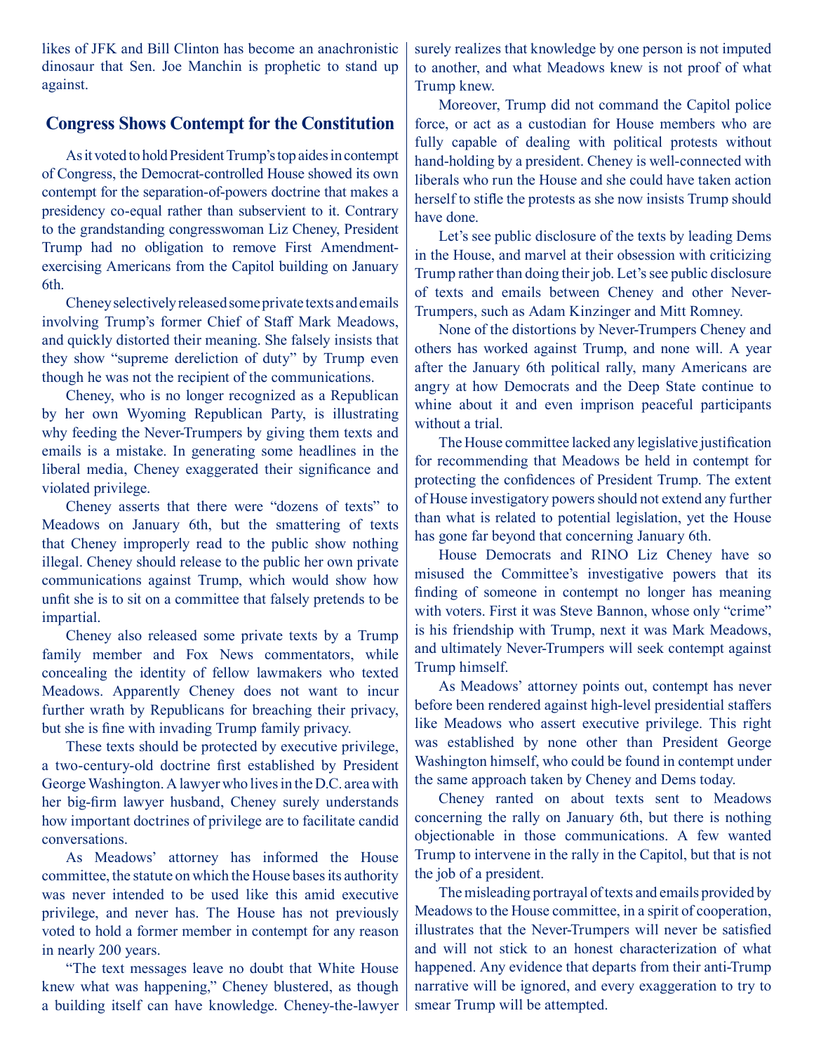likes of JFK and Bill Clinton has become an anachronistic dinosaur that Sen. Joe Manchin is prophetic to stand up against.

## Congress Shows Contempt for the Constitution

As it voted to hold President Trump's top aides in contempt of Congress, the Democrat-controlled House showed its own contempt for the separation-of-powers doctrine that makes a presidency co-equal rather than subservient to it. Contrary to the grandstanding congresswoman Liz Cheney, President Trump had no obligation to remove First Amendment-exercising Americans from the Capitol building on January 6th.

Cheney selectively released some private texts and emails involving Trump's former Chief of Staff Mark Meadows, and quickly distorted their meaning. She falsely insists that they show "supreme dereliction of duty" by Trump even though he was not the recipient of the communications.

Cheney, who is no longer recognized as a Republican by her own Wyoming Republican Party, is illustrating why feeding the Never-Trumpers by giving them texts and emails is a mistake. In generating some headlines in the liberal media, Cheney exaggerated their significance and violated privilege.

Cheney asserts that there were "dozens of texts" to Meadows on January 6th, but the smattering of texts that Cheney improperly read to the public show nothing illegal. Cheney should release to the public her own private communications against Trump, which would show how unfit she is to sit on a committee that falsely pretends to be impartial.

Cheney also released some private texts by a Trump family member and Fox News commentators, while concealing the identity of fellow lawmakers who texted Meadows. Apparently Cheney does not want to incur further wrath by Republicans for breaching their privacy, but she is fine with invading Trump family privacy.

These texts should be protected by executive privilege, a two-century-old doctrine first established by President George Washington. A lawyer who lives in the D.C. area with her big-firm lawyer husband, Cheney surely understands how important doctrines of privilege are to facilitate candid conversations.

As Meadows' attorney has informed the House committee, the statute on which the House bases its authority was never intended to be used like this amid executive privilege, and never has. The House has not previously voted to hold a former member in contempt for any reason in nearly 200 years.

"The text messages leave no doubt that White House knew what was happening," Cheney blustered, as though a building itself can have knowledge. Cheney-the-lawyer surely realizes that knowledge by one person is not imputed to another, and what Meadows knew is not proof of what Trump knew.

Moreover, Trump did not command the Capitol police force, or act as a custodian for House members who are fully capable of dealing with political protests without hand-holding by a president. Cheney is well-connected with liberals who run the House and she could have taken action herself to stifle the protests as she now insists Trump should have done.

Let's see public disclosure of the texts by leading Dems in the House, and marvel at their obsession with criticizing Trump rather than doing their job. Let's see public disclosure of texts and emails between Cheney and other Never-Trumpers, such as Adam Kinzinger and Mitt Romney.

None of the distortions by Never-Trumpers Cheney and others has worked against Trump, and none will. A year after the January 6th political rally, many Americans are angry at how Democrats and the Deep State continue to whine about it and even imprison peaceful participants without a trial.

The House committee lacked any legislative justification for recommending that Meadows be held in contempt for protecting the confidences of President Trump. The extent of House investigatory powers should not extend any further than what is related to potential legislation, yet the House has gone far beyond that concerning January 6th.

House Democrats and RINO Liz Cheney have so misused the Committee's investigative powers that its finding of someone in contempt no longer has meaning with voters. First it was Steve Bannon, whose only "crime" is his friendship with Trump, next it was Mark Meadows, and ultimately Never-Trumpers will seek contempt against Trump himself.

As Meadows' attorney points out, contempt has never before been rendered against high-level presidential staffers like Meadows who assert executive privilege. This right was established by none other than President George Washington himself, who could be found in contempt under the same approach taken by Cheney and Dems today.

Cheney ranted on about texts sent to Meadows concerning the rally on January 6th, but there is nothing objectionable in those communications. A few wanted Trump to intervene in the rally in the Capitol, but that is not the job of a president.

The misleading portrayal of texts and emails provided by Meadows to the House committee, in a spirit of cooperation, illustrates that the Never-Trumpers will never be satisfied and will not stick to an honest characterization of what happened. Any evidence that departs from their anti-Trump narrative will be ignored, and every exaggeration to try to smear Trump will be attempted.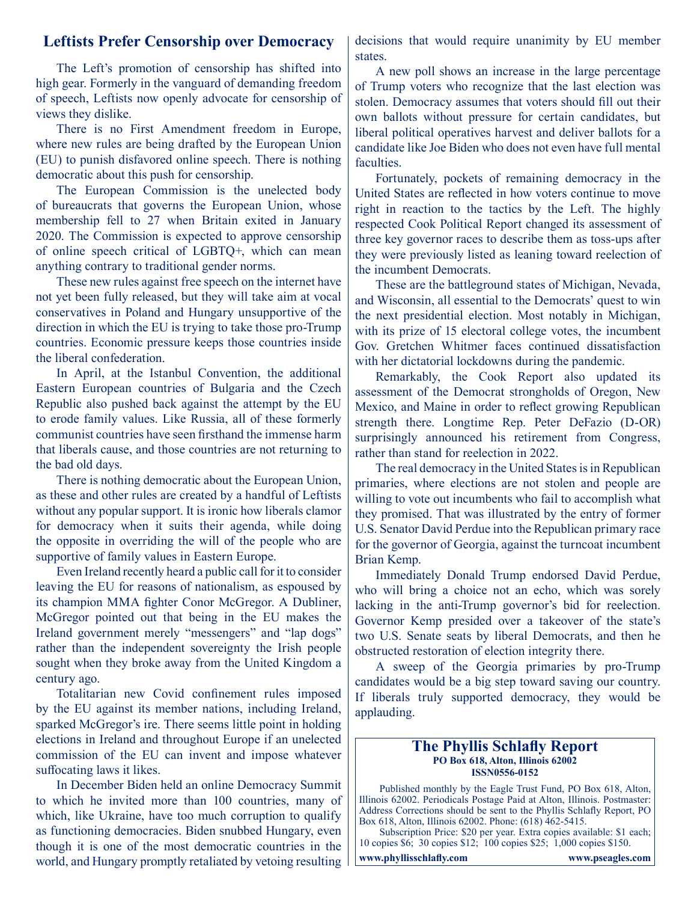## Leftists Prefer Censorship over Democracy

The Left's promotion of censorship has shifted into high gear. Formerly in the vanguard of demanding freedom of speech, Leftists now openly advocate for censorship of views they dislike.

There is no First Amendment freedom in Europe, where new rules are being drafted by the European Union (EU) to punish disfavored online speech. There is nothing democratic about this push for censorship.

The European Commission is the unelected body of bureaucrats that governs the European Union, whose membership fell to 27 when Britain exited in January 2020. The Commission is expected to approve censorship of online speech critical of LGBTQ+, which can mean anything contrary to traditional gender norms.

These new rules against free speech on the internet have not yet been fully released, but they will take aim at vocal conservatives in Poland and Hungary unsupportive of the direction in which the EU is trying to take those pro-Trump countries. Economic pressure keeps those countries inside the liberal confederation.

In April, at the Istanbul Convention, the additional Eastern European countries of Bulgaria and the Czech Republic also pushed back against the attempt by the EU to erode family values. Like Russia, all of these formerly communist countries have seen firsthand the immense harm that liberals cause, and those countries are not returning to the bad old days.

There is nothing democratic about the European Union, as these and other rules are created by a handful of Leftists without any popular support. It is ironic how liberals clamor for democracy when it suits their agenda, while doing the opposite in overriding the will of the people who are supportive of family values in Eastern Europe.

Even Ireland recently heard a public call for it to consider leaving the EU for reasons of nationalism, as espoused by its champion MMA fighter Conor McGregor. A Dubliner, McGregor pointed out that being in the EU makes the Ireland government merely "messengers" and "lap dogs" rather than the independent sovereignty the Irish people sought when they broke away from the United Kingdom a century ago.

Totalitarian new Covid confinement rules imposed by the EU against its member nations, including Ireland, sparked McGregor's ire. There seems little point in holding elections in Ireland and throughout Europe if an unelected commission of the EU can invent and impose whatever suffocating laws it likes.

In December Biden held an online Democracy Summit to which he invited more than 100 countries, many of which, like Ukraine, have too much corruption to qualify as functioning democracies. Biden snubbed Hungary, even though it is one of the most democratic countries in the world, and Hungary promptly retaliated by vetoing resulting decisions that would require unanimity by EU member states.

A new poll shows an increase in the large percentage of Trump voters who recognize that the last election was stolen. Democracy assumes that voters should fill out their own ballots without pressure for certain candidates, but liberal political operatives harvest and deliver ballots for a candidate like Joe Biden who does not even have full mental faculties.

Fortunately, pockets of remaining democracy in the United States are reflected in how voters continue to move right in reaction to the tactics by the Left. The highly respected Cook Political Report changed its assessment of three key governor races to describe them as toss-ups after they were previously listed as leaning toward reelection of the incumbent Democrats.

These are the battleground states of Michigan, Nevada, and Wisconsin, all essential to the Democrats' quest to win the next presidential election. Most notably in Michigan, with its prize of 15 electoral college votes, the incumbent Gov. Gretchen Whitmer faces continued dissatisfaction with her dictatorial lockdowns during the pandemic.

Remarkably, the Cook Report also updated its assessment of the Democrat strongholds of Oregon, New Mexico, and Maine in order to reflect growing Republican strength there. Longtime Rep. Peter DeFazio (D-OR) surprisingly announced his retirement from Congress, rather than stand for reelection in 2022.

The real democracy in the United States is in Republican primaries, where elections are not stolen and people are willing to vote out incumbents who fail to accomplish what they promised. That was illustrated by the entry of former U.S. Senator David Perdue into the Republican primary race for the governor of Georgia, against the turncoat incumbent Brian Kemp.

Immediately Donald Trump endorsed David Perdue, who will bring a choice not an echo, which was sorely lacking in the anti-Trump governor's bid for reelection. Governor Kemp presided over a takeover of the state's two U.S. Senate seats by liberal Democrats, and then he obstructed restoration of election integrity there.

A sweep of the Georgia primaries by pro-Trump candidates would be a big step toward saving our country. If liberals truly supported democracy, they would be applauding.

---

**The Phyllis Schlafly Report**
**PO Box 618, Alton, Illinois 62002**
**ISSN0556-0152**

Published monthly by the Eagle Trust Fund, PO Box 618, Alton, Illinois 62002. Periodicals Postage Paid at Alton, Illinois. Postmaster: Address Corrections should be sent to the Phyllis Schlafly Report, PO Box 618, Alton, Illinois 62002. Phone: (618) 462-5415.

Subscription Price: $20 per year. Extra copies available: $1 each; 10 copies $6; 30 copies $12; 100 copies $25; 1,000 copies $150.

**www.phyllisschlafly.com** **www.pseagles.com**